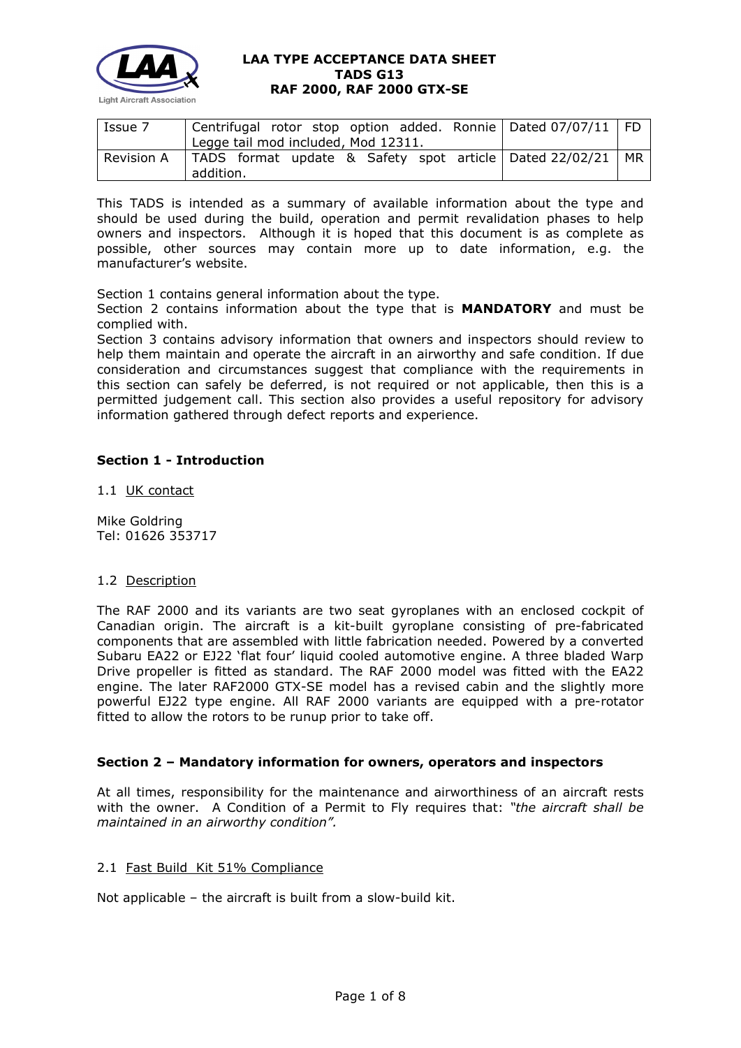**LAA TYPE ACCEPTANCE DATA SHEET**
**TADS G13**
**RAF 2000, RAF 2000 GTX-SE**

| Issue 7 | Centrifugal rotor stop option added. Ronnie Legge tail mod included, Mod 12311. | Dated 07/07/11 | FD |
|---|---|---|---|
| Revision A | TADS format update & Safety spot article addition. | Dated 22/02/21 | MR |

This TADS is intended as a summary of available information about the type and should be used during the build, operation and permit revalidation phases to help owners and inspectors. Although it is hoped that this document is as complete as possible, other sources may contain more up to date information, e.g. the manufacturer's website.

Section 1 contains general information about the type.
Section 2 contains information about the type that is **MANDATORY** and must be complied with.
Section 3 contains advisory information that owners and inspectors should review to help them maintain and operate the aircraft in an airworthy and safe condition. If due consideration and circumstances suggest that compliance with the requirements in this section can safely be deferred, is not required or not applicable, then this is a permitted judgement call. This section also provides a useful repository for advisory information gathered through defect reports and experience.

## Section 1 - Introduction

1.1 UK contact

Mike Goldring
Tel: 01626 353717

1.2 Description

The RAF 2000 and its variants are two seat gyroplanes with an enclosed cockpit of Canadian origin. The aircraft is a kit-built gyroplane consisting of pre-fabricated components that are assembled with little fabrication needed. Powered by a converted Subaru EA22 or EJ22 'flat four' liquid cooled automotive engine. A three bladed Warp Drive propeller is fitted as standard. The RAF 2000 model was fitted with the EA22 engine. The later RAF2000 GTX-SE model has a revised cabin and the slightly more powerful EJ22 type engine. All RAF 2000 variants are equipped with a pre-rotator fitted to allow the rotors to be runup prior to take off.

## Section 2 – Mandatory information for owners, operators and inspectors

At all times, responsibility for the maintenance and airworthiness of an aircraft rests with the owner. A Condition of a Permit to Fly requires that: *"the aircraft shall be maintained in an airworthy condition".*

2.1 Fast Build Kit 51% Compliance

Not applicable – the aircraft is built from a slow-build kit.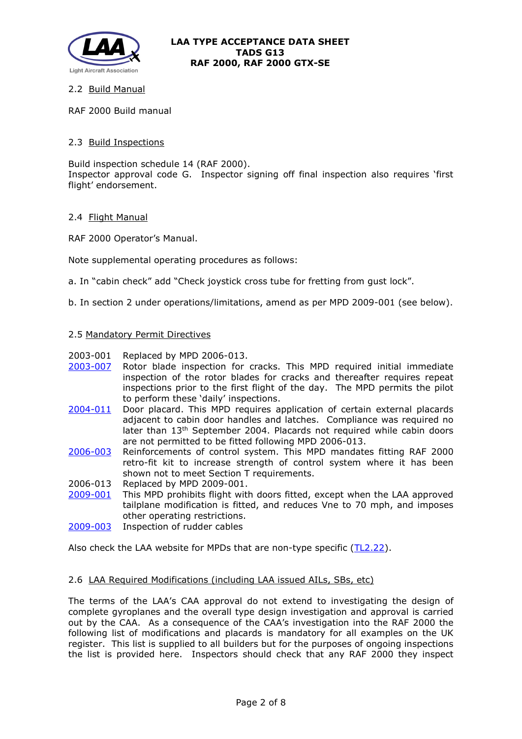## 2.2 Build Manual

RAF 2000 Build manual

## 2.3 Build Inspections

Build inspection schedule 14 (RAF 2000).
Inspector approval code G. Inspector signing off final inspection also requires 'first flight' endorsement.

## 2.4 Flight Manual

RAF 2000 Operator's Manual.

Note supplemental operating procedures as follows:

a. In "cabin check" add "Check joystick cross tube for fretting from gust lock".

b. In section 2 under operations/limitations, amend as per MPD 2009-001 (see below).

## 2.5 Mandatory Permit Directives

| | |
|---|---|
| 2003-001 | Replaced by MPD 2006-013. |
| 2003-007 | Rotor blade inspection for cracks. This MPD required initial immediate inspection of the rotor blades for cracks and thereafter requires repeat inspections prior to the first flight of the day. The MPD permits the pilot to perform these 'daily' inspections. |
| 2004-011 | Door placard. This MPD requires application of certain external placards adjacent to cabin door handles and latches. Compliance was required no later than 13th September 2004. Placards not required while cabin doors are not permitted to be fitted following MPD 2006-013. |
| 2006-003 | Reinforcements of control system. This MPD mandates fitting RAF 2000 retro-fit kit to increase strength of control system where it has been shown not to meet Section T requirements. |
| 2006-013 | Replaced by MPD 2009-001. |
| 2009-001 | This MPD prohibits flight with doors fitted, except when the LAA approved tailplane modification is fitted, and reduces Vne to 70 mph, and imposes other operating restrictions. |
| 2009-003 | Inspection of rudder cables |

Also check the LAA website for MPDs that are non-type specific (TL2.22).

## 2.6 LAA Required Modifications (including LAA issued AILs, SBs, etc)

The terms of the LAA's CAA approval do not extend to investigating the design of complete gyroplanes and the overall type design investigation and approval is carried out by the CAA. As a consequence of the CAA's investigation into the RAF 2000 the following list of modifications and placards is mandatory for all examples on the UK register. This list is supplied to all builders but for the purposes of ongoing inspections the list is provided here. Inspectors should check that any RAF 2000 they inspect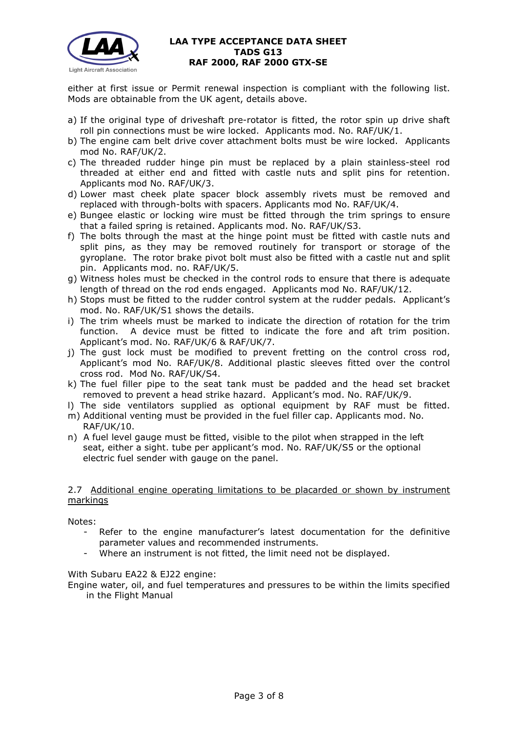either at first issue or Permit renewal inspection is compliant with the following list. Mods are obtainable from the UK agent, details above.

a) If the original type of driveshaft pre-rotator is fitted, the rotor spin up drive shaft roll pin connections must be wire locked. Applicants mod. No. RAF/UK/1.
b) The engine cam belt drive cover attachment bolts must be wire locked. Applicants mod No. RAF/UK/2.
c) The threaded rudder hinge pin must be replaced by a plain stainless-steel rod threaded at either end and fitted with castle nuts and split pins for retention. Applicants mod No. RAF/UK/3.
d) Lower mast cheek plate spacer block assembly rivets must be removed and replaced with through-bolts with spacers. Applicants mod No. RAF/UK/4.
e) Bungee elastic or locking wire must be fitted through the trim springs to ensure that a failed spring is retained. Applicants mod. No. RAF/UK/S3.
f) The bolts through the mast at the hinge point must be fitted with castle nuts and split pins, as they may be removed routinely for transport or storage of the gyroplane. The rotor brake pivot bolt must also be fitted with a castle nut and split pin. Applicants mod. no. RAF/UK/5.
g) Witness holes must be checked in the control rods to ensure that there is adequate length of thread on the rod ends engaged. Applicants mod No. RAF/UK/12.
h) Stops must be fitted to the rudder control system at the rudder pedals. Applicant's mod. No. RAF/UK/S1 shows the details.
i) The trim wheels must be marked to indicate the direction of rotation for the trim function. A device must be fitted to indicate the fore and aft trim position. Applicant's mod. No. RAF/UK/6 & RAF/UK/7.
j) The gust lock must be modified to prevent fretting on the control cross rod, Applicant's mod No. RAF/UK/8. Additional plastic sleeves fitted over the control cross rod. Mod No. RAF/UK/S4.
k) The fuel filler pipe to the seat tank must be padded and the head set bracket removed to prevent a head strike hazard. Applicant's mod. No. RAF/UK/9.
l) The side ventilators supplied as optional equipment by RAF must be fitted.
m) Additional venting must be provided in the fuel filler cap. Applicants mod. No. RAF/UK/10.
n) A fuel level gauge must be fitted, visible to the pilot when strapped in the left seat, either a sight. tube per applicant's mod. No. RAF/UK/S5 or the optional electric fuel sender with gauge on the panel.

2.7 Additional engine operating limitations to be placarded or shown by instrument markings

Notes:

- Refer to the engine manufacturer's latest documentation for the definitive parameter values and recommended instruments.
- Where an instrument is not fitted, the limit need not be displayed.

With Subaru EA22 & EJ22 engine:

Engine water, oil, and fuel temperatures and pressures to be within the limits specified in the Flight Manual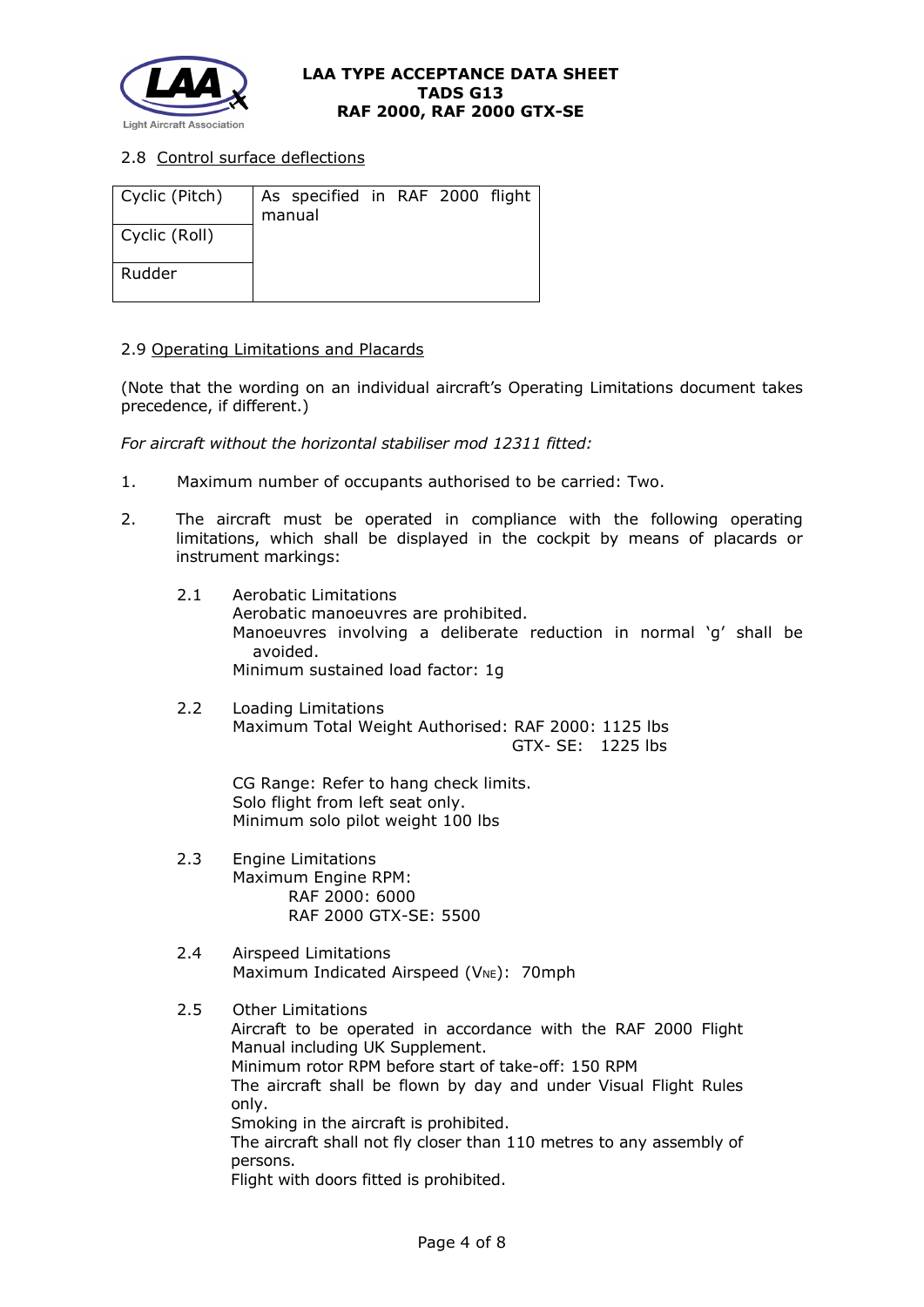2.8 Control surface deflections

| Cyclic (Pitch) | As specified in RAF 2000 flight manual |
|---|---|
| Cyclic (Roll) | |
| Rudder | |

2.9 Operating Limitations and Placards

(Note that the wording on an individual aircraft's Operating Limitations document takes precedence, if different.)

*For aircraft without the horizontal stabiliser mod 12311 fitted:*

1. Maximum number of occupants authorised to be carried: Two.

2. The aircraft must be operated in compliance with the following operating limitations, which shall be displayed in the cockpit by means of placards or instrument markings:

   2.1 Aerobatic Limitations
   Aerobatic manoeuvres are prohibited.
   Manoeuvres involving a deliberate reduction in normal 'g' shall be avoided.
   Minimum sustained load factor: 1g

   2.2 Loading Limitations
   Maximum Total Weight Authorised: RAF 2000: 1125 lbs
   GTX- SE: 1225 lbs

   CG Range: Refer to hang check limits.
   Solo flight from left seat only.
   Minimum solo pilot weight 100 lbs

   2.3 Engine Limitations
   Maximum Engine RPM:
   RAF 2000: 6000
   RAF 2000 GTX-SE: 5500

   2.4 Airspeed Limitations
   Maximum Indicated Airspeed ($V_{NE}$): 70mph

   2.5 Other Limitations
   Aircraft to be operated in accordance with the RAF 2000 Flight Manual including UK Supplement.
   Minimum rotor RPM before start of take-off: 150 RPM
   The aircraft shall be flown by day and under Visual Flight Rules only.
   Smoking in the aircraft is prohibited.
   The aircraft shall not fly closer than 110 metres to any assembly of persons.
   Flight with doors fitted is prohibited.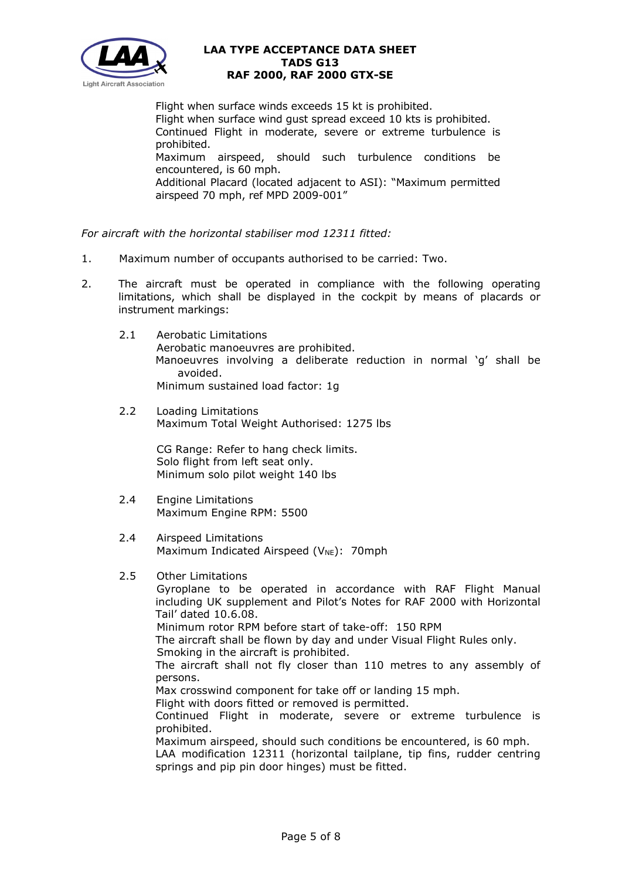Flight when surface winds exceeds 15 kt is prohibited.
Flight when surface wind gust spread exceed 10 kts is prohibited.
Continued Flight in moderate, severe or extreme turbulence is prohibited.
Maximum airspeed, should such turbulence conditions be encountered, is 60 mph.
Additional Placard (located adjacent to ASI): "Maximum permitted airspeed 70 mph, ref MPD 2009-001"

*For aircraft with the horizontal stabiliser mod 12311 fitted:*

1. Maximum number of occupants authorised to be carried: Two.

2. The aircraft must be operated in compliance with the following operating limitations, which shall be displayed in the cockpit by means of placards or instrument markings:

   2.1 Aerobatic Limitations
   Aerobatic manoeuvres are prohibited.
   Manoeuvres involving a deliberate reduction in normal 'g' shall be avoided.
   Minimum sustained load factor: 1g

   2.2 Loading Limitations
   Maximum Total Weight Authorised: 1275 lbs

   CG Range: Refer to hang check limits.
   Solo flight from left seat only.
   Minimum solo pilot weight 140 lbs

   2.4 Engine Limitations
   Maximum Engine RPM: 5500

   2.4 Airspeed Limitations
   Maximum Indicated Airspeed ($V_{NE}$): 70mph

   2.5 Other Limitations
   Gyroplane to be operated in accordance with RAF Flight Manual including UK supplement and Pilot's Notes for RAF 2000 with Horizontal Tail' dated 10.6.08.
   Minimum rotor RPM before start of take-off: 150 RPM
   The aircraft shall be flown by day and under Visual Flight Rules only.
   Smoking in the aircraft is prohibited.
   The aircraft shall not fly closer than 110 metres to any assembly of persons.
   Max crosswind component for take off or landing 15 mph.
   Flight with doors fitted or removed is permitted.
   Continued Flight in moderate, severe or extreme turbulence is prohibited.
   Maximum airspeed, should such conditions be encountered, is 60 mph.
   LAA modification 12311 (horizontal tailplane, tip fins, rudder centring springs and pip pin door hinges) must be fitted.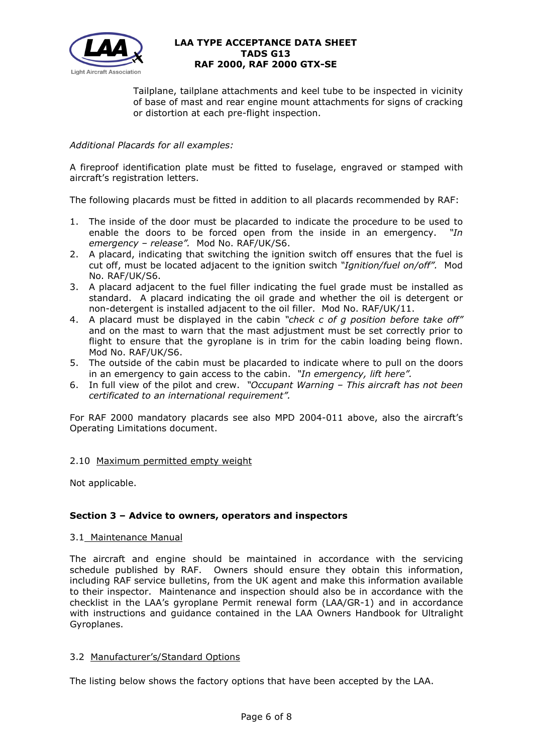Tailplane, tailplane attachments and keel tube to be inspected in vicinity of base of mast and rear engine mount attachments for signs of cracking or distortion at each pre-flight inspection.

*Additional Placards for all examples:*

A fireproof identification plate must be fitted to fuselage, engraved or stamped with aircraft's registration letters.

The following placards must be fitted in addition to all placards recommended by RAF:

1. The inside of the door must be placarded to indicate the procedure to be used to enable the doors to be forced open from the inside in an emergency. *"In emergency – release".* Mod No. RAF/UK/S6.
2. A placard, indicating that switching the ignition switch off ensures that the fuel is cut off, must be located adjacent to the ignition switch *"Ignition/fuel on/off".* Mod No. RAF/UK/S6.
3. A placard adjacent to the fuel filler indicating the fuel grade must be installed as standard. A placard indicating the oil grade and whether the oil is detergent or non-detergent is installed adjacent to the oil filler. Mod No. RAF/UK/11.
4. A placard must be displayed in the cabin *"check c of g position before take off"* and on the mast to warn that the mast adjustment must be set correctly prior to flight to ensure that the gyroplane is in trim for the cabin loading being flown. Mod No. RAF/UK/S6.
5. The outside of the cabin must be placarded to indicate where to pull on the doors in an emergency to gain access to the cabin. *"In emergency, lift here".*
6. In full view of the pilot and crew. *"Occupant Warning – This aircraft has not been certificated to an international requirement".*

For RAF 2000 mandatory placards see also MPD 2004-011 above, also the aircraft's Operating Limitations document.

2.10 Maximum permitted empty weight

Not applicable.

## Section 3 – Advice to owners, operators and inspectors

3.1 Maintenance Manual

The aircraft and engine should be maintained in accordance with the servicing schedule published by RAF. Owners should ensure they obtain this information, including RAF service bulletins, from the UK agent and make this information available to their inspector. Maintenance and inspection should also be in accordance with the checklist in the LAA's gyroplane Permit renewal form (LAA/GR-1) and in accordance with instructions and guidance contained in the LAA Owners Handbook for Ultralight Gyroplanes.

3.2 Manufacturer's/Standard Options

The listing below shows the factory options that have been accepted by the LAA.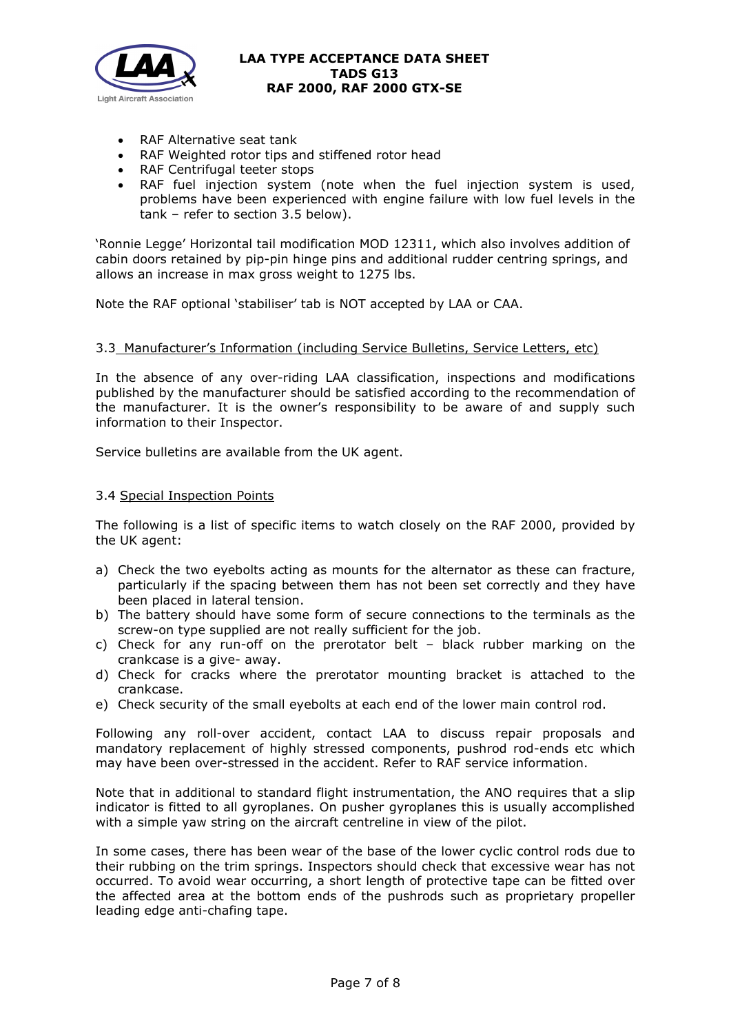- RAF Alternative seat tank
- RAF Weighted rotor tips and stiffened rotor head
- RAF Centrifugal teeter stops
- RAF fuel injection system (note when the fuel injection system is used, problems have been experienced with engine failure with low fuel levels in the tank – refer to section 3.5 below).

'Ronnie Legge' Horizontal tail modification MOD 12311, which also involves addition of cabin doors retained by pip-pin hinge pins and additional rudder centring springs, and allows an increase in max gross weight to 1275 lbs.

Note the RAF optional 'stabiliser' tab is NOT accepted by LAA or CAA.

### 3.3 Manufacturer's Information (including Service Bulletins, Service Letters, etc)

In the absence of any over-riding LAA classification, inspections and modifications published by the manufacturer should be satisfied according to the recommendation of the manufacturer. It is the owner's responsibility to be aware of and supply such information to their Inspector.

Service bulletins are available from the UK agent.

### 3.4 Special Inspection Points

The following is a list of specific items to watch closely on the RAF 2000, provided by the UK agent:

a) Check the two eyebolts acting as mounts for the alternator as these can fracture, particularly if the spacing between them has not been set correctly and they have been placed in lateral tension.
b) The battery should have some form of secure connections to the terminals as the screw-on type supplied are not really sufficient for the job.
c) Check for any run-off on the prerotator belt – black rubber marking on the crankcase is a give- away.
d) Check for cracks where the prerotator mounting bracket is attached to the crankcase.
e) Check security of the small eyebolts at each end of the lower main control rod.

Following any roll-over accident, contact LAA to discuss repair proposals and mandatory replacement of highly stressed components, pushrod rod-ends etc which may have been over-stressed in the accident. Refer to RAF service information.

Note that in additional to standard flight instrumentation, the ANO requires that a slip indicator is fitted to all gyroplanes. On pusher gyroplanes this is usually accomplished with a simple yaw string on the aircraft centreline in view of the pilot.

In some cases, there has been wear of the base of the lower cyclic control rods due to their rubbing on the trim springs. Inspectors should check that excessive wear has not occurred. To avoid wear occurring, a short length of protective tape can be fitted over the affected area at the bottom ends of the pushrods such as proprietary propeller leading edge anti-chafing tape.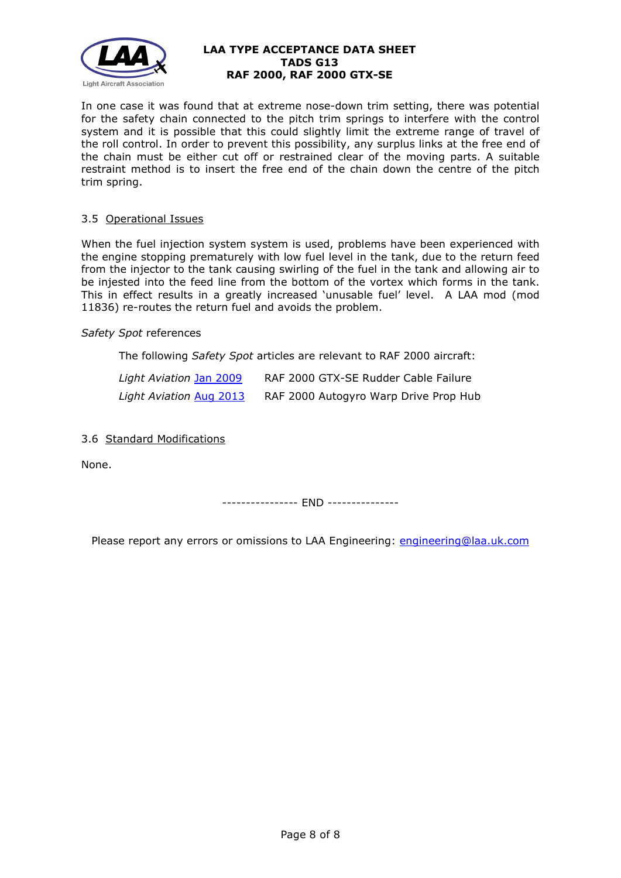In one case it was found that at extreme nose-down trim setting, there was potential for the safety chain connected to the pitch trim springs to interfere with the control system and it is possible that this could slightly limit the extreme range of travel of the roll control. In order to prevent this possibility, any surplus links at the free end of the chain must be either cut off or restrained clear of the moving parts. A suitable restraint method is to insert the free end of the chain down the centre of the pitch trim spring.

### 3.5 Operational Issues

When the fuel injection system system is used, problems have been experienced with the engine stopping prematurely with low fuel level in the tank, due to the return feed from the injector to the tank causing swirling of the fuel in the tank and allowing air to be injested into the feed line from the bottom of the vortex which forms in the tank. This in effect results in a greatly increased 'unusable fuel' level. A LAA mod (mod 11836) re-routes the return fuel and avoids the problem.

*Safety Spot* references

The following *Safety Spot* articles are relevant to RAF 2000 aircraft:

| | |
|---|---|
| *Light Aviation* Jan 2009 | RAF 2000 GTX-SE Rudder Cable Failure |
| *Light Aviation* Aug 2013 | RAF 2000 Autogyro Warp Drive Prop Hub |

### 3.6 Standard Modifications

None.

---------------- END ---------------

Please report any errors or omissions to LAA Engineering: engineering@laa.uk.com